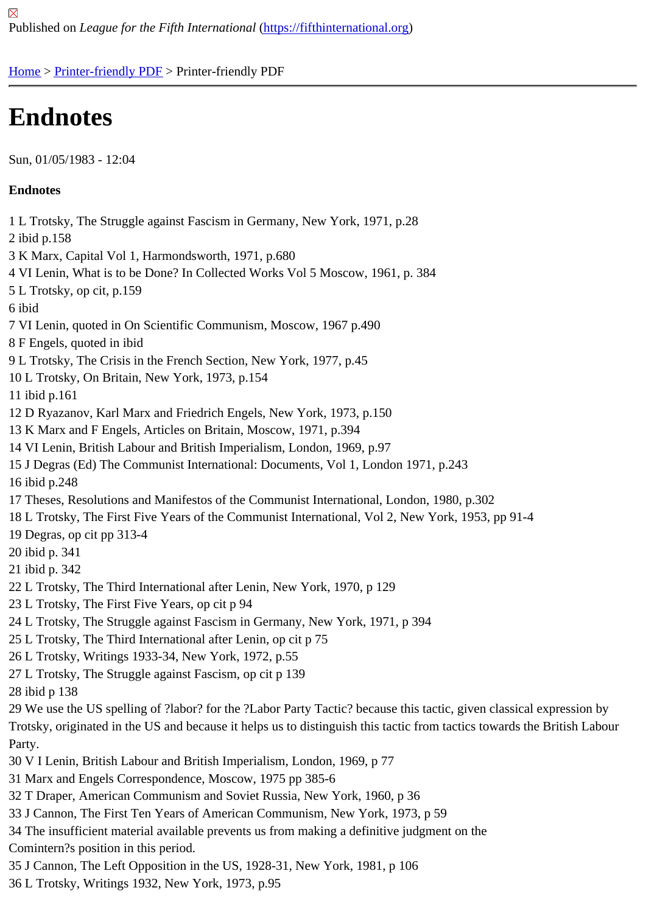Published on *League for the Fifth International* (https://fifthinternational.org)

Home > Printer-friendly PDF > Printer-friendly PDF

# Endnotes

Sun, 01/05/1983 - 12:04

**Endnotes**

1 L Trotsky, The Struggle against Fascism in Germany, New York, 1971, p.28
2 ibid p.158
3 K Marx, Capital Vol 1, Harmondsworth, 1971, p.680
4 VI Lenin, What is to be Done? In Collected Works Vol 5 Moscow, 1961, p. 384
5 L Trotsky, op cit, p.159
6 ibid
7 VI Lenin, quoted in On Scientific Communism, Moscow, 1967 p.490
8 F Engels, quoted in ibid
9 L Trotsky, The Crisis in the French Section, New York, 1977, p.45
10 L Trotsky, On Britain, New York, 1973, p.154
11 ibid p.161
12 D Ryazanov, Karl Marx and Friedrich Engels, New York, 1973, p.150
13 K Marx and F Engels, Articles on Britain, Moscow, 1971, p.394
14 VI Lenin, British Labour and British Imperialism, London, 1969, p.97
15 J Degras (Ed) The Communist International: Documents, Vol 1, London 1971, p.243
16 ibid p.248
17 Theses, Resolutions and Manifestos of the Communist International, London, 1980, p.302
18 L Trotsky, The First Five Years of the Communist International, Vol 2, New York, 1953, pp 91-4
19 Degras, op cit pp 313-4
20 ibid p. 341
21 ibid p. 342
22 L Trotsky, The Third International after Lenin, New York, 1970, p 129
23 L Trotsky, The First Five Years, op cit p 94
24 L Trotsky, The Struggle against Fascism in Germany, New York, 1971, p 394
25 L Trotsky, The Third International after Lenin, op cit p 75
26 L Trotsky, Writings 1933-34, New York, 1972, p.55
27 L Trotsky, The Struggle against Fascism, op cit p 139
28 ibid p 138
29 We use the US spelling of ?labor? for the ?Labor Party Tactic? because this tactic, given classical expression by Trotsky, originated in the US and because it helps us to distinguish this tactic from tactics towards the British Labour Party.
30 V I Lenin, British Labour and British Imperialism, London, 1969, p 77
31 Marx and Engels Correspondence, Moscow, 1975 pp 385-6
32 T Draper, American Communism and Soviet Russia, New York, 1960, p 36
33 J Cannon, The First Ten Years of American Communism, New York, 1973, p 59
34 The insufficient material available prevents us from making a definitive judgment on the Comintern?s position in this period.
35 J Cannon, The Left Opposition in the US, 1928-31, New York, 1981, p 106
36 L Trotsky, Writings 1932, New York, 1973, p.95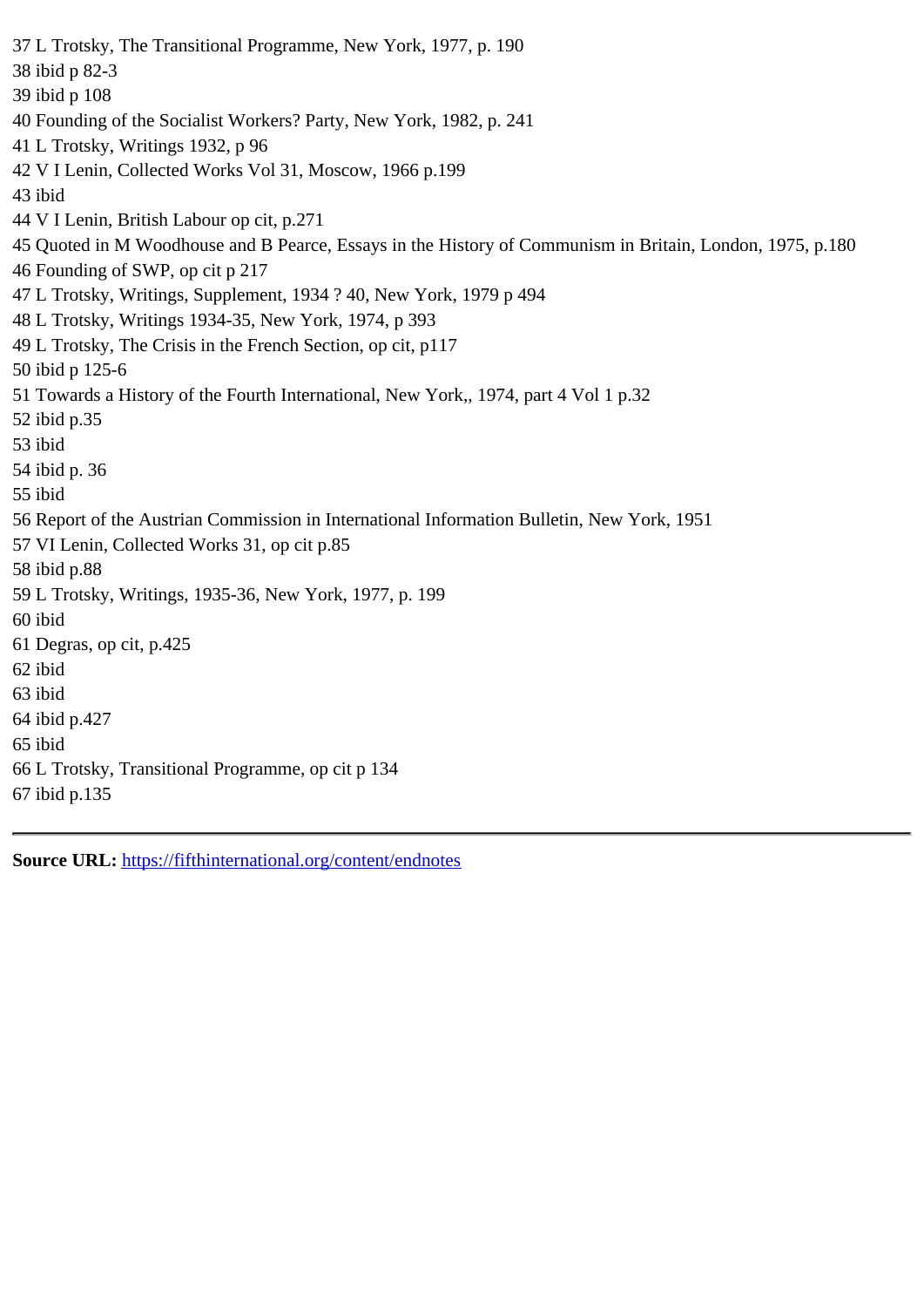37 L Trotsky, The Transitional Programme, New York, 1977, p. 190
38 ibid p 82-3
39 ibid p 108
40 Founding of the Socialist Workers? Party, New York, 1982, p. 241
41 L Trotsky, Writings 1932, p 96
42 V I Lenin, Collected Works Vol 31, Moscow, 1966 p.199
43 ibid
44 V I Lenin, British Labour op cit, p.271
45 Quoted in M Woodhouse and B Pearce, Essays in the History of Communism in Britain, London, 1975, p.180
46 Founding of SWP, op cit p 217
47 L Trotsky, Writings, Supplement, 1934 ? 40, New York, 1979 p 494
48 L Trotsky, Writings 1934-35, New York, 1974, p 393
49 L Trotsky, The Crisis in the French Section, op cit, p117
50 ibid p 125-6
51 Towards a History of the Fourth International, New York,, 1974, part 4 Vol 1 p.32
52 ibid p.35
53 ibid
54 ibid p. 36
55 ibid
56 Report of the Austrian Commission in International Information Bulletin, New York, 1951
57 VI Lenin, Collected Works 31, op cit p.85
58 ibid p.88
59 L Trotsky, Writings, 1935-36, New York, 1977, p. 199
60 ibid
61 Degras, op cit, p.425
62 ibid
63 ibid
64 ibid p.427
65 ibid
66 L Trotsky, Transitional Programme, op cit p 134
67 ibid p.135

---

**Source URL:** https://fifthinternational.org/content/endnotes